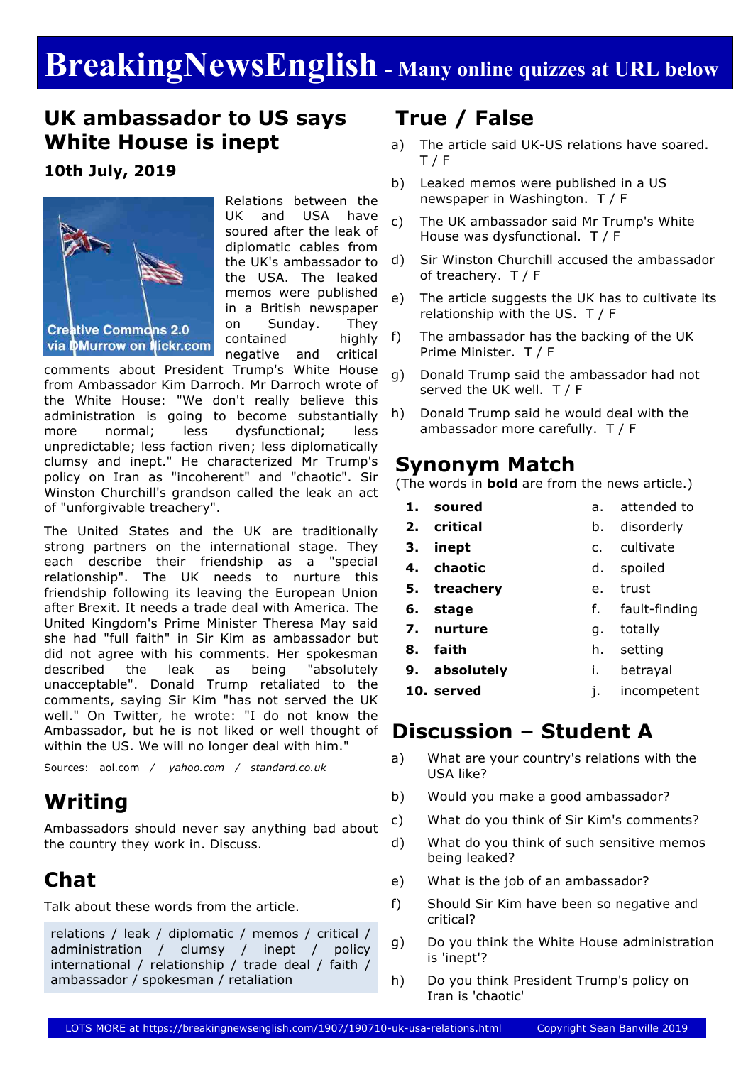# BreakingNewsEnglish - Many online quizzes at URL below

## UK ambassador to US says White House is inept

**10th July, 2019**

Creative Commons 2.0 via DMurrow on flickr.com

Relations between the UK and USA have soured after the leak of diplomatic cables from the UK's ambassador to the USA. The leaked memos were published in a British newspaper on Sunday. They contained highly negative and critical comments about President Trump's White House from Ambassador Kim Darroch. Mr Darroch wrote of the White House: "We don't really believe this administration is going to become substantially more normal; less dysfunctional; less unpredictable; less faction riven; less diplomatically clumsy and inept." He characterized Mr Trump's policy on Iran as "incoherent" and "chaotic". Sir Winston Churchill's grandson called the leak an act of "unforgivable treachery".

The United States and the UK are traditionally strong partners on the international stage. They each describe their friendship as a "special relationship". The UK needs to nurture this friendship following its leaving the European Union after Brexit. It needs a trade deal with America. The United Kingdom's Prime Minister Theresa May said she had "full faith" in Sir Kim as ambassador but did not agree with his comments. Her spokesman described the leak as being "absolutely unacceptable". Donald Trump retaliated to the comments, saying Sir Kim "has not served the UK well." On Twitter, he wrote: "I do not know the Ambassador, but he is not liked or well thought of within the US. We will no longer deal with him."

Sources: aol.com / *yahoo.com* / *standard.co.uk*

## Writing

Ambassadors should never say anything bad about the country they work in. Discuss.

## Chat

Talk about these words from the article.

relations / leak / diplomatic / memos / critical / administration / clumsy / inept / policy international / relationship / trade deal / faith / ambassador / spokesman / retaliation

## True / False

a) The article said UK-US relations have soared. T / F
b) Leaked memos were published in a US newspaper in Washington. T / F
c) The UK ambassador said Mr Trump's White House was dysfunctional. T / F
d) Sir Winston Churchill accused the ambassador of treachery. T / F
e) The article suggests the UK has to cultivate its relationship with the US. T / F
f) The ambassador has the backing of the UK Prime Minister. T / F
g) Donald Trump said the ambassador had not served the UK well. T / F
h) Donald Trump said he would deal with the ambassador more carefully. T / F

## Synonym Match

(The words in **bold** are from the news article.)

| | | | |
|---|---|---|---|
| **1.** | **soured** | a. | attended to |
| **2.** | **critical** | b. | disorderly |
| **3.** | **inept** | c. | cultivate |
| **4.** | **chaotic** | d. | spoiled |
| **5.** | **treachery** | e. | trust |
| **6.** | **stage** | f. | fault-finding |
| **7.** | **nurture** | g. | totally |
| **8.** | **faith** | h. | setting |
| **9.** | **absolutely** | i. | betrayal |
| **10.** | **served** | j. | incompetent |

## Discussion – Student A

a) What are your country's relations with the USA like?
b) Would you make a good ambassador?
c) What do you think of Sir Kim's comments?
d) What do you think of such sensitive memos being leaked?
e) What is the job of an ambassador?
f) Should Sir Kim have been so negative and critical?
g) Do you think the White House administration is 'inept'?
h) Do you think President Trump's policy on Iran is 'chaotic'

LOTS MORE at https://breakingnewsenglish.com/1907/190710-uk-usa-relations.html Copyright Sean Banville 2019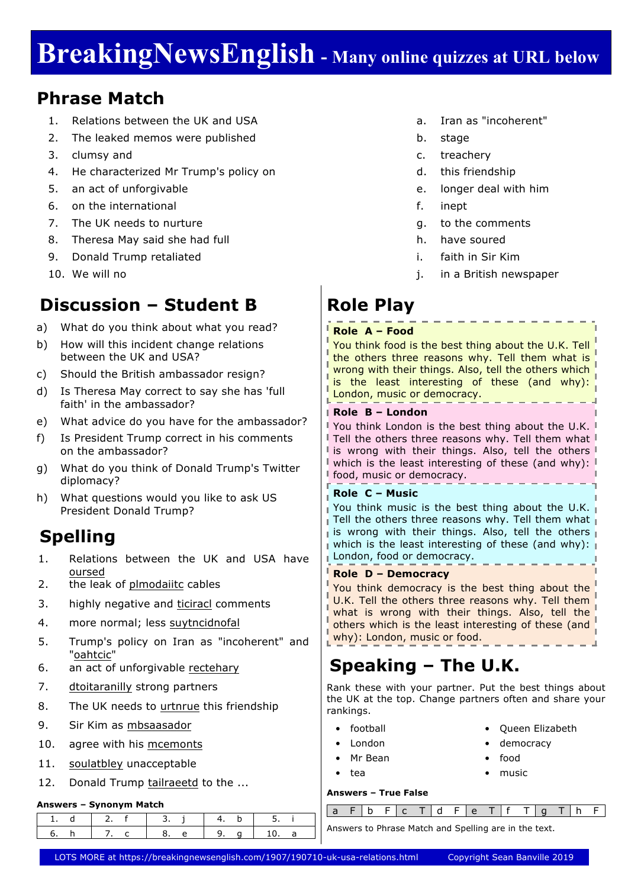# BreakingNewsEnglish - Many online quizzes at URL below

## Phrase Match

1. Relations between the UK and USA
2. The leaked memos were published
3. clumsy and
4. He characterized Mr Trump's policy on
5. an act of unforgivable
6. on the international
7. The UK needs to nurture
8. Theresa May said she had full
9. Donald Trump retaliated
10. We will no

a. Iran as "incoherent"
b. stage
c. treachery
d. this friendship
e. longer deal with him
f. inept
g. to the comments
h. have soured
i. faith in Sir Kim
j. in a British newspaper

## Discussion – Student B

a) What do you think about what you read?
b) How will this incident change relations between the UK and USA?
c) Should the British ambassador resign?
d) Is Theresa May correct to say she has 'full faith' in the ambassador?
e) What advice do you have for the ambassador?
f) Is President Trump correct in his comments on the ambassador?
g) What do you think of Donald Trump's Twitter diplomacy?
h) What questions would you like to ask US President Donald Trump?

## Spelling

1. Relations between the UK and USA have oursed
2. the leak of plmodaiitc cables
3. highly negative and ticiracl comments
4. more normal; less suytncidnofal
5. Trump's policy on Iran as "incoherent" and "oahtcic"
6. an act of unforgivable rectehary
7. dtoitaranilly strong partners
8. The UK needs to urtnrue this friendship
9. Sir Kim as mbsaasador
10. agree with his mcemonts
11. soulatbley unacceptable
12. Donald Trump tailraeetd to the ...

**Answers – Synonym Match**

| | | | | |
|---|---|---|---|---|
| 1. d | 2. f | 3. j | 4. b | 5. i |
| 6. h | 7. c | 8. e | 9. g | 10. a |

## Role Play

**Role A – Food**
You think food is the best thing about the U.K. Tell the others three reasons why. Tell them what is wrong with their things. Also, tell the others which is the least interesting of these (and why): London, music or democracy.

**Role B – London**
You think London is the best thing about the U.K. Tell the others three reasons why. Tell them what is wrong with their things. Also, tell the others which is the least interesting of these (and why): food, music or democracy.

**Role C – Music**
You think music is the best thing about the U.K. Tell the others three reasons why. Tell them what is wrong with their things. Also, tell the others which is the least interesting of these (and why): London, food or democracy.

**Role D – Democracy**
You think democracy is the best thing about the U.K. Tell the others three reasons why. Tell them what is wrong with their things. Also, tell the others which is the least interesting of these (and why): London, music or food.

## Speaking – The U.K.

Rank these with your partner. Put the best things about the UK at the top. Change partners often and share your rankings.

- football
- London
- Mr Bean
- tea
- Queen Elizabeth
- democracy
- food
- music

**Answers – True False**

| | | | | | | | | | | | | | | | |
|---|---|---|---|---|---|---|---|---|---|---|---|---|---|---|---|
| a | F | b | F | c | T | d | F | e | T | f | T | g | T | h | F |

Answers to Phrase Match and Spelling are in the text.

LOTS MORE at https://breakingnewsenglish.com/1907/190710-uk-usa-relations.html Copyright Sean Banville 2019